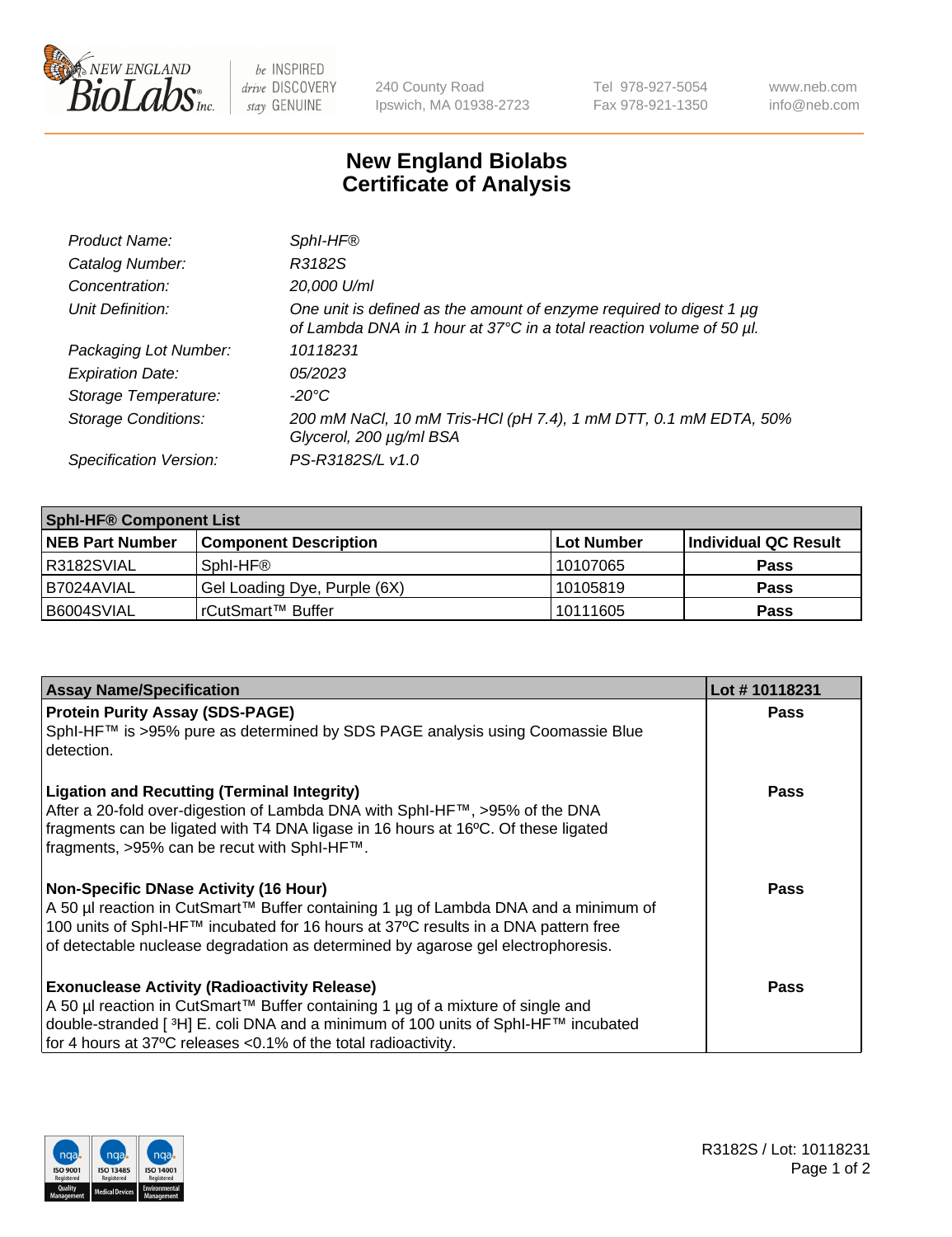New England BioLabs Inc. — be INSPIRED drive DISCOVERY stay GENUINE

240 County Road
Ipswich, MA 01938-2723

Tel 978-927-5054
Fax 978-921-1350

www.neb.com
info@neb.com

# New England Biolabs Certificate of Analysis

| | |
|---|---|
| *Product Name:* | *SphI-HF®* |
| *Catalog Number:* | *R3182S* |
| *Concentration:* | *20,000 U/ml* |
| *Unit Definition:* | *One unit is defined as the amount of enzyme required to digest 1 µg of Lambda DNA in 1 hour at 37°C in a total reaction volume of 50 µl.* |
| *Packaging Lot Number:* | *10118231* |
| *Expiration Date:* | *05/2023* |
| *Storage Temperature:* | *-20°C* |
| *Storage Conditions:* | *200 mM NaCl, 10 mM Tris-HCl (pH 7.4), 1 mM DTT, 0.1 mM EDTA, 50% Glycerol, 200 µg/ml BSA* |
| *Specification Version:* | *PS-R3182S/L v1.0* |

| **SphI-HF® Component List** | | | |
|---|---|---|---|
| **NEB Part Number** | **Component Description** | **Lot Number** | **Individual QC Result** |
| R3182SVIAL | SphI-HF® | 10107065 | **Pass** |
| B7024AVIAL | Gel Loading Dye, Purple (6X) | 10105819 | **Pass** |
| B6004SVIAL | rCutSmart™ Buffer | 10111605 | **Pass** |

| **Assay Name/Specification** | **Lot # 10118231** |
|---|---|
| **Protein Purity Assay (SDS-PAGE)** SphI-HF™ is >95% pure as determined by SDS PAGE analysis using Coomassie Blue detection. | **Pass** |
| **Ligation and Recutting (Terminal Integrity)** After a 20-fold over-digestion of Lambda DNA with SphI-HF™, >95% of the DNA fragments can be ligated with T4 DNA ligase in 16 hours at 16ºC. Of these ligated fragments, >95% can be recut with SphI-HF™. | **Pass** |
| **Non-Specific DNase Activity (16 Hour)** A 50 µl reaction in CutSmart™ Buffer containing 1 µg of Lambda DNA and a minimum of 100 units of SphI-HF™ incubated for 16 hours at 37ºC results in a DNA pattern free of detectable nuclease degradation as determined by agarose gel electrophoresis. | **Pass** |
| **Exonuclease Activity (Radioactivity Release)** A 50 µl reaction in CutSmart™ Buffer containing 1 µg of a mixture of single and double-stranded [ $^3$H] E. coli DNA and a minimum of 100 units of SphI-HF™ incubated for 4 hours at 37ºC releases <0.1% of the total radioactivity. | **Pass** |

R3182S / Lot: 10118231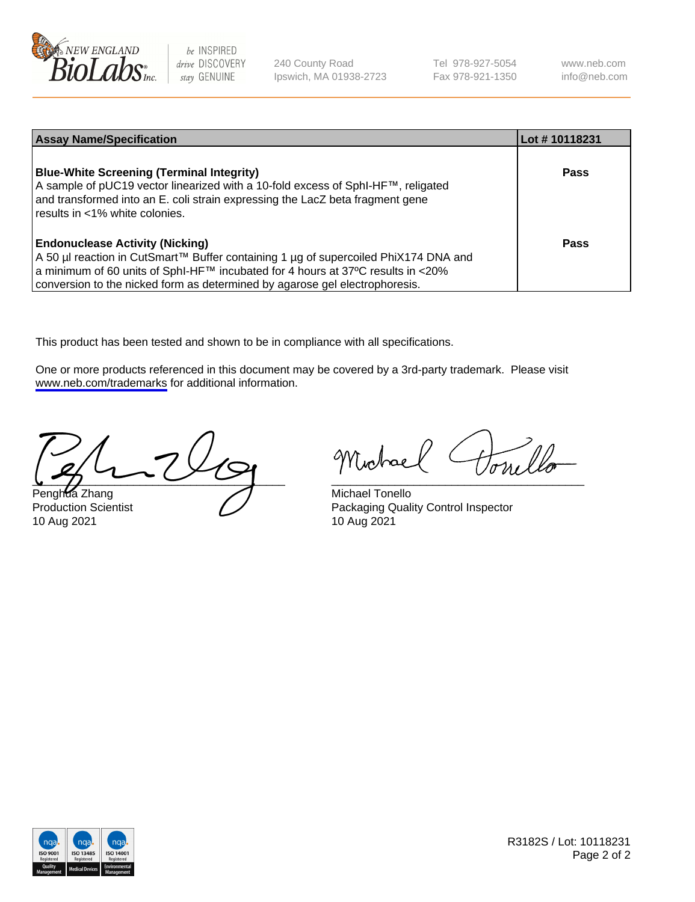| Assay Name/Specification | Lot # 10118231 |
|---|---|
| **Blue-White Screening (Terminal Integrity)**<br>A sample of pUC19 vector linearized with a 10-fold excess of SphI-HF™, religated and transformed into an E. coli strain expressing the LacZ beta fragment gene results in <1% white colonies. | **Pass** |
| **Endonuclease Activity (Nicking)**<br>A 50 µl reaction in CutSmart™ Buffer containing 1 µg of supercoiled PhiX174 DNA and a minimum of 60 units of SphI-HF™ incubated for 4 hours at 37ºC results in <20% conversion to the nicked form as determined by agarose gel electrophoresis. | **Pass** |

This product has been tested and shown to be in compliance with all specifications.

One or more products referenced in this document may be covered by a 3rd-party trademark. Please visit www.neb.com/trademarks for additional information.

Penghua Zhang
Production Scientist
10 Aug 2021

Michael Tonello
Packaging Quality Control Inspector
10 Aug 2021

R3182S / Lot: 10118231